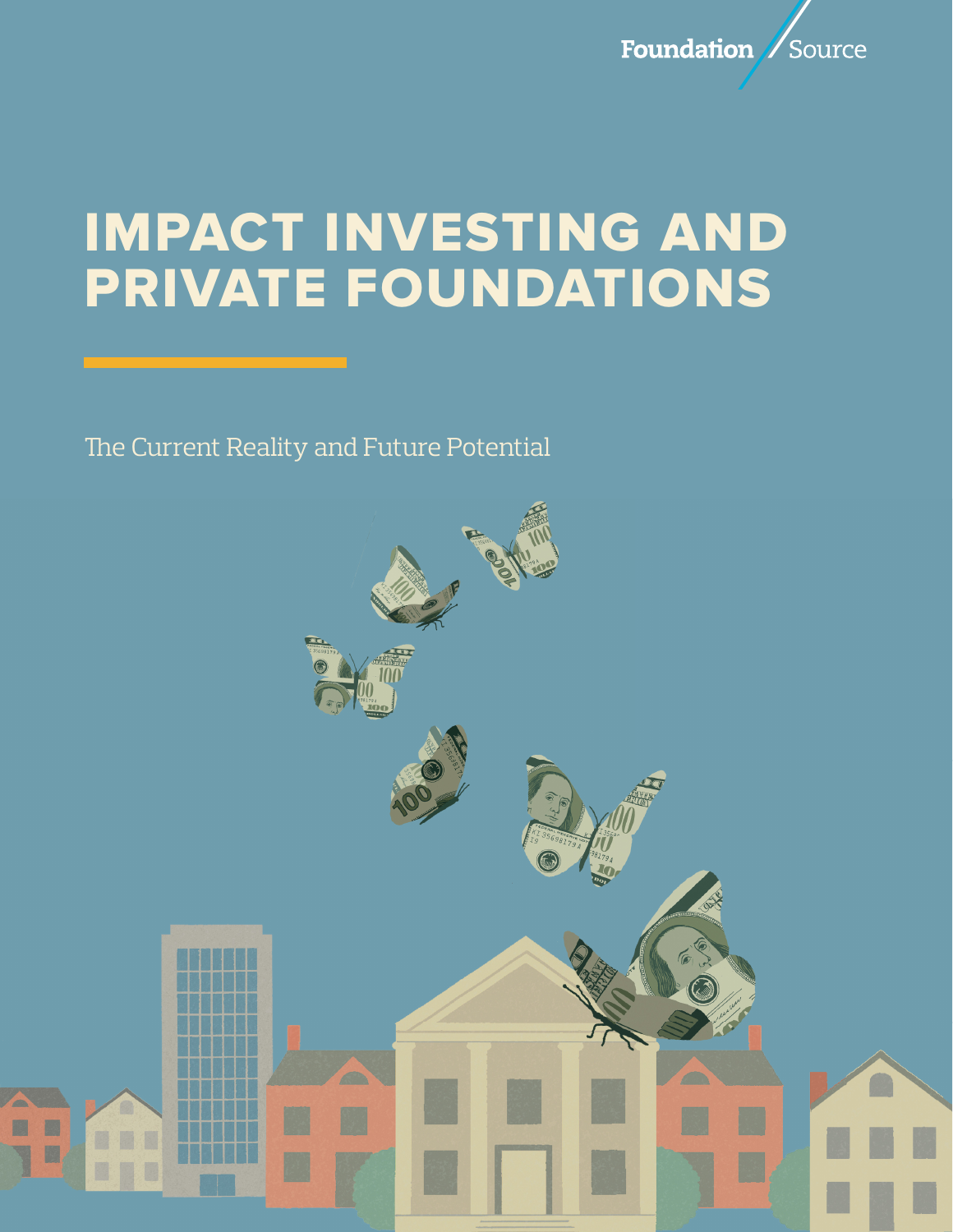Foundation Source

# IMPACT INVESTING AND PRIVATE FOUNDATIONS

The Current Reality and Future Potential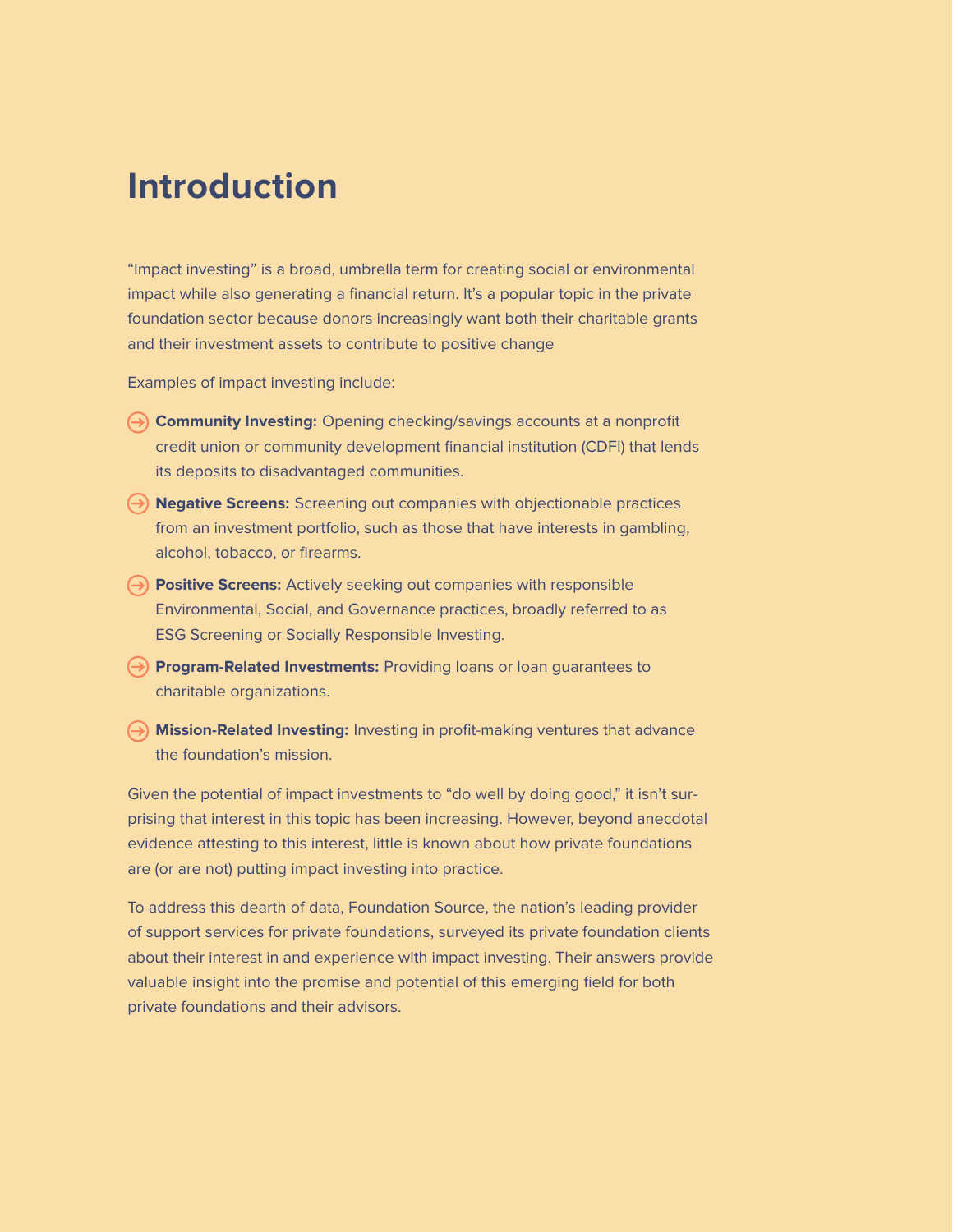# Introduction

"Impact investing" is a broad, umbrella term for creating social or environmental impact while also generating a financial return. It's a popular topic in the private foundation sector because donors increasingly want both their charitable grants and their investment assets to contribute to positive change

Examples of impact investing include:

- **Community Investing:** Opening checking/savings accounts at a nonprofit credit union or community development financial institution (CDFI) that lends its deposits to disadvantaged communities.
- **Negative Screens:** Screening out companies with objectionable practices from an investment portfolio, such as those that have interests in gambling, alcohol, tobacco, or firearms.
- **Positive Screens:** Actively seeking out companies with responsible Environmental, Social, and Governance practices, broadly referred to as ESG Screening or Socially Responsible Investing.
- **Program-Related Investments:** Providing loans or loan guarantees to charitable organizations.
- **Mission-Related Investing:** Investing in profit-making ventures that advance the foundation's mission.

Given the potential of impact investments to "do well by doing good," it isn't surprising that interest in this topic has been increasing. However, beyond anecdotal evidence attesting to this interest, little is known about how private foundations are (or are not) putting impact investing into practice.

To address this dearth of data, Foundation Source, the nation's leading provider of support services for private foundations, surveyed its private foundation clients about their interest in and experience with impact investing. Their answers provide valuable insight into the promise and potential of this emerging field for both private foundations and their advisors.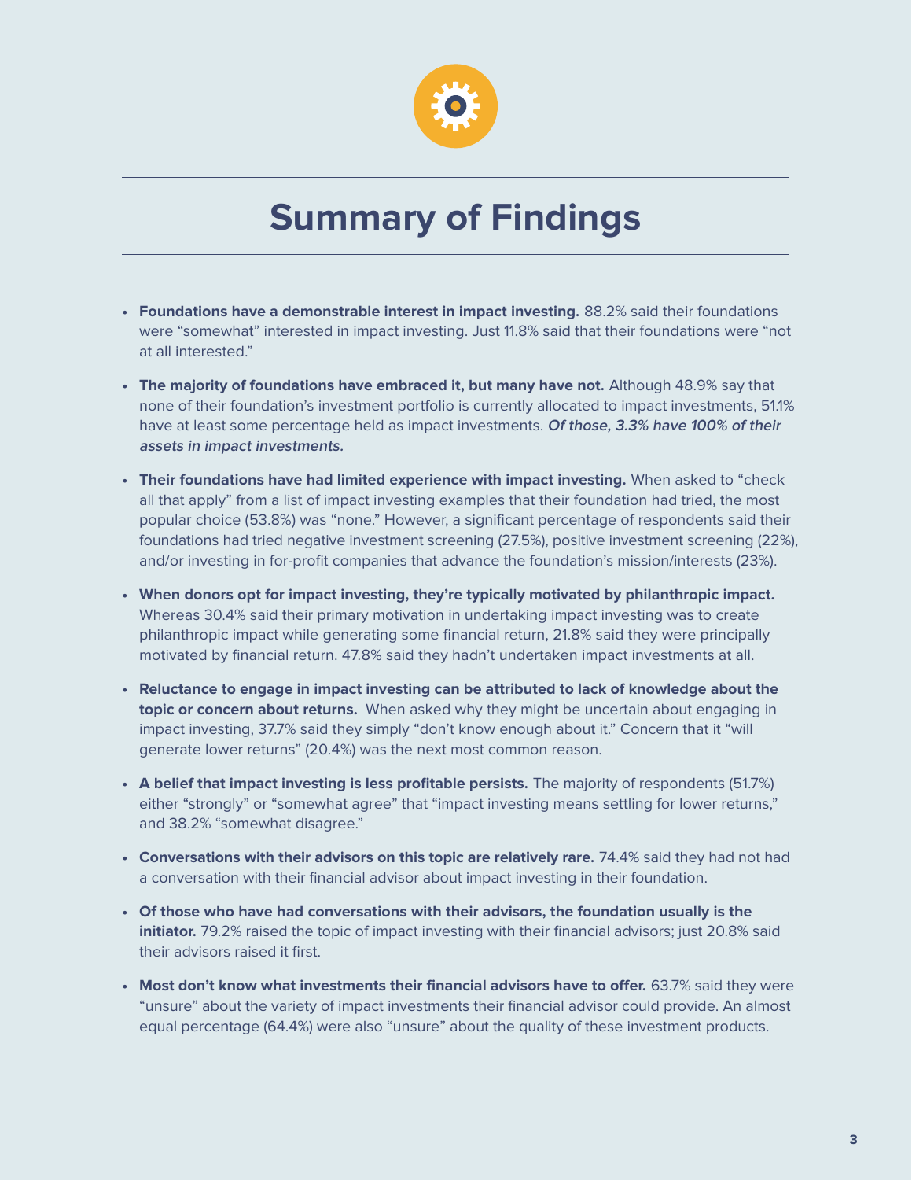# Summary of Findings

- **Foundations have a demonstrable interest in impact investing.** 88.2% said their foundations were "somewhat" interested in impact investing. Just 11.8% said that their foundations were "not at all interested."
- **The majority of foundations have embraced it, but many have not.** Although 48.9% say that none of their foundation's investment portfolio is currently allocated to impact investments, 51.1% have at least some percentage held as impact investments. ***Of those, 3.3% have 100% of their assets in impact investments.***
- **Their foundations have had limited experience with impact investing.** When asked to "check all that apply" from a list of impact investing examples that their foundation had tried, the most popular choice (53.8%) was "none." However, a significant percentage of respondents said their foundations had tried negative investment screening (27.5%), positive investment screening (22%), and/or investing in for-profit companies that advance the foundation's mission/interests (23%).
- **When donors opt for impact investing, they're typically motivated by philanthropic impact.** Whereas 30.4% said their primary motivation in undertaking impact investing was to create philanthropic impact while generating some financial return, 21.8% said they were principally motivated by financial return. 47.8% said they hadn't undertaken impact investments at all.
- **Reluctance to engage in impact investing can be attributed to lack of knowledge about the topic or concern about returns.** When asked why they might be uncertain about engaging in impact investing, 37.7% said they simply "don't know enough about it." Concern that it "will generate lower returns" (20.4%) was the next most common reason.
- **A belief that impact investing is less profitable persists.** The majority of respondents (51.7%) either "strongly" or "somewhat agree" that "impact investing means settling for lower returns," and 38.2% "somewhat disagree."
- **Conversations with their advisors on this topic are relatively rare.** 74.4% said they had not had a conversation with their financial advisor about impact investing in their foundation.
- **Of those who have had conversations with their advisors, the foundation usually is the initiator.** 79.2% raised the topic of impact investing with their financial advisors; just 20.8% said their advisors raised it first.
- **Most don't know what investments their financial advisors have to offer.** 63.7% said they were "unsure" about the variety of impact investments their financial advisor could provide. An almost equal percentage (64.4%) were also "unsure" about the quality of these investment products.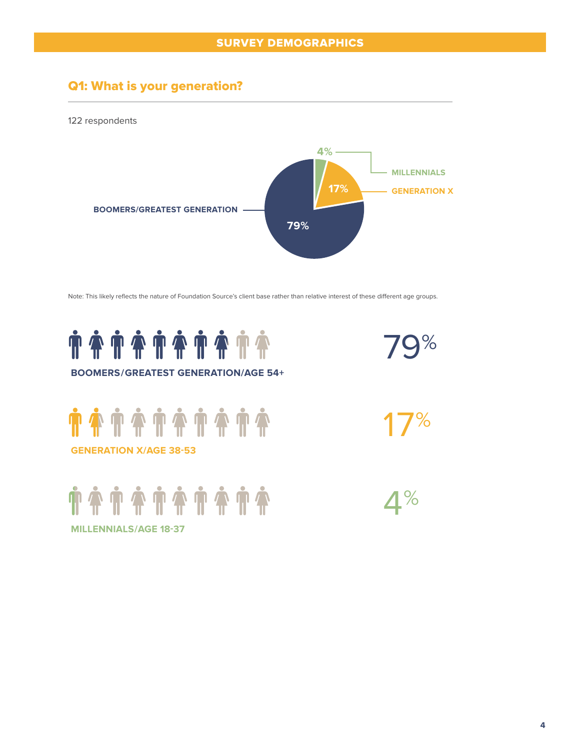## SURVEY DEMOGRAPHICS

### Q1: What is your generation?

122 respondents

- MILLENNIALS: 4%
- GENERATION X: 17%
- BOOMERS/GREATEST GENERATION: 79%

Note: This likely reflects the nature of Foundation Source's client base rather than relative interest of these different age groups.

**BOOMERS/GREATEST GENERATION/AGE 54+** — 79%

**GENERATION X/AGE 38-53** — 17%

**MILLENNIALS/AGE 18-37** — 4%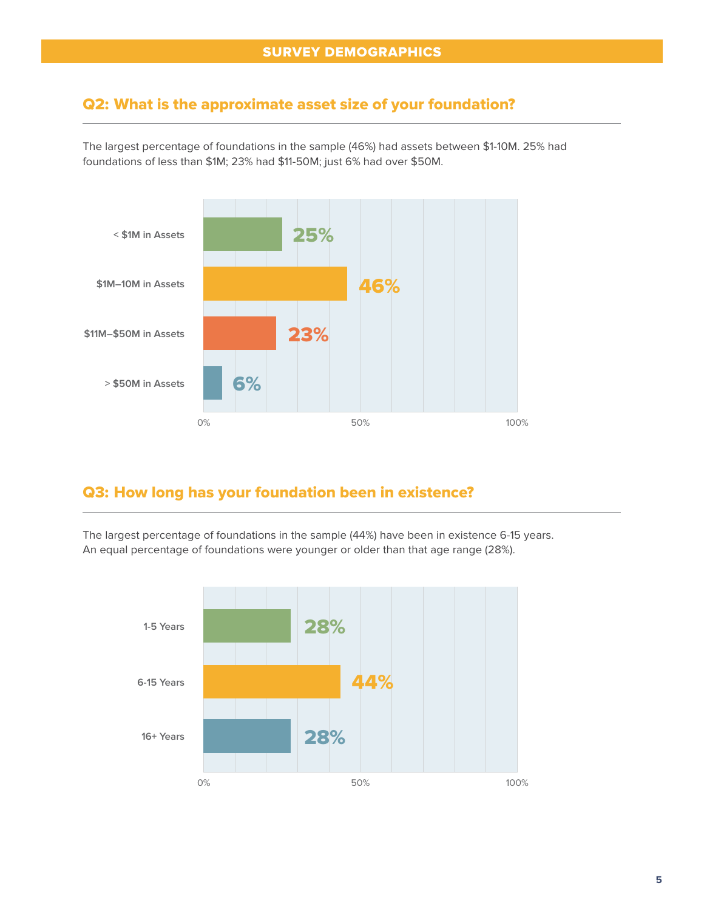## SURVEY DEMOGRAPHICS

### Q2: What is the approximate asset size of your foundation?

The largest percentage of foundations in the sample (46%) had assets between $1-10M. 25% had foundations of less than $1M; 23% had $11-50M; just 6% had over $50M.

| Asset Size | Percentage |
| --- | --- |
| < $1M in Assets | 25% |
| $1M–10M in Assets | 46% |
| $11M–$50M in Assets | 23% |
| > $50M in Assets | 6% |

### Q3: How long has your foundation been in existence?

The largest percentage of foundations in the sample (44%) have been in existence 6-15 years. An equal percentage of foundations were younger or older than that age range (28%).

| Years in Existence | Percentage |
| --- | --- |
| 1-5 Years | 28% |
| 6-15 Years | 44% |
| 16+ Years | 28% |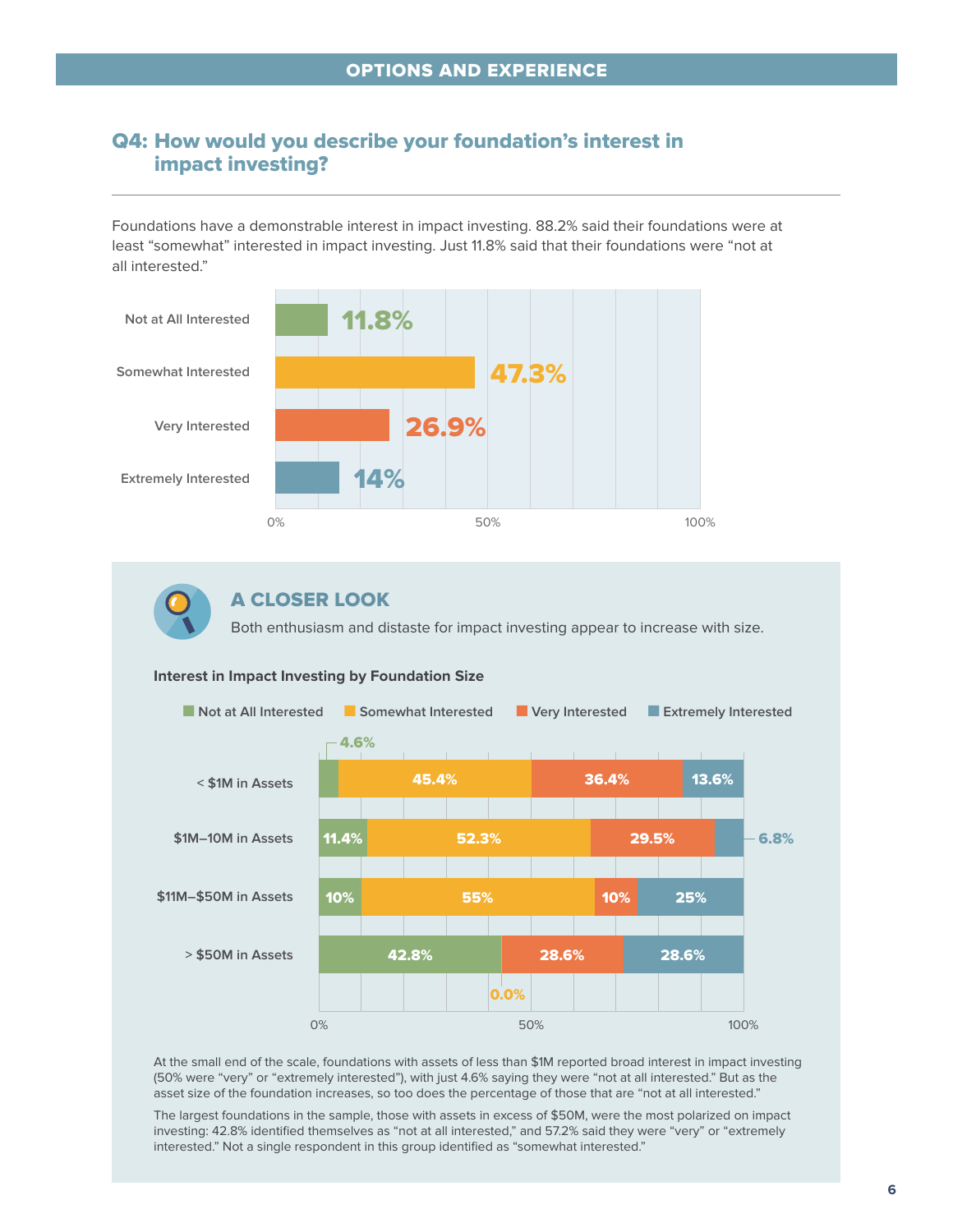## OPTIONS AND EXPERIENCE

### Q4: How would you describe your foundation's interest in impact investing?

Foundations have a demonstrable interest in impact investing. 88.2% said their foundations were at least "somewhat" interested in impact investing. Just 11.8% said that their foundations were "not at all interested."

| Response | Percentage |
| --- | --- |
| Not at All Interested | 11.8% |
| Somewhat Interested | 47.3% |
| Very Interested | 26.9% |
| Extremely Interested | 14% |

### A CLOSER LOOK

Both enthusiasm and distaste for impact investing appear to increase with size.

**Interest in Impact Investing by Foundation Size**

| Foundation Size | Not at All Interested | Somewhat Interested | Very Interested | Extremely Interested |
| --- | --- | --- | --- | --- |
| < $1M in Assets | 4.6% | 45.4% | 36.4% | 13.6% |
| $1M–10M in Assets | 11.4% | 52.3% | 29.5% | 6.8% |
| $11M–$50M in Assets | 10% | 55% | 10% | 25% |
| > $50M in Assets | 42.8% | 0.0% | 28.6% | 28.6% |

At the small end of the scale, foundations with assets of less than $1M reported broad interest in impact investing (50% were "very" or "extremely interested"), with just 4.6% saying they were "not at all interested." But as the asset size of the foundation increases, so too does the percentage of those that are "not at all interested."

The largest foundations in the sample, those with assets in excess of $50M, were the most polarized on impact investing: 42.8% identified themselves as "not at all interested," and 57.2% said they were "very" or "extremely interested." Not a single respondent in this group identified as "somewhat interested."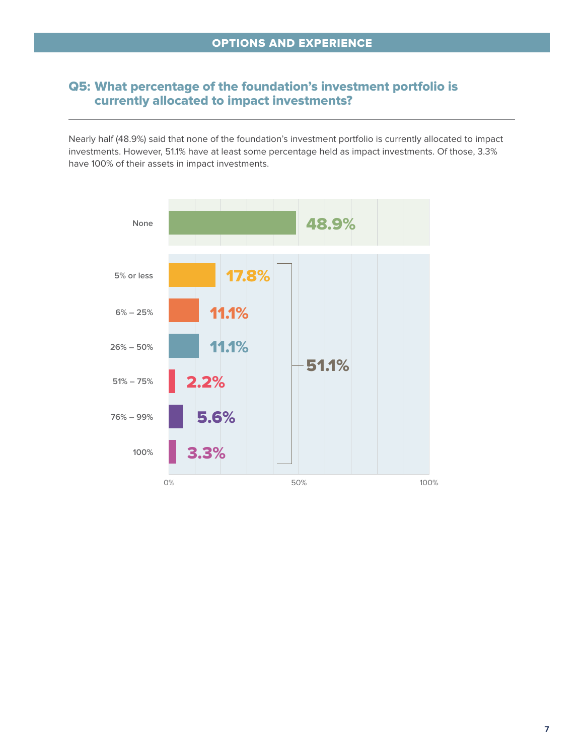## OPTIONS AND EXPERIENCE

### Q5: What percentage of the foundation's investment portfolio is currently allocated to impact investments?

Nearly half (48.9%) said that none of the foundation's investment portfolio is currently allocated to impact investments. However, 51.1% have at least some percentage held as impact investments. Of those, 3.3% have 100% of their assets in impact investments.

| Allocation | Percentage |
| --- | --- |
| None | 48.9% |
| 5% or less | 17.8% |
| 6% – 25% | 11.1% |
| 26% – 50% | 11.1% |
| 51% – 75% | 2.2% |
| 76% – 99% | 5.6% |
| 100% | 3.3% |

51.1% (5% or less through 100%)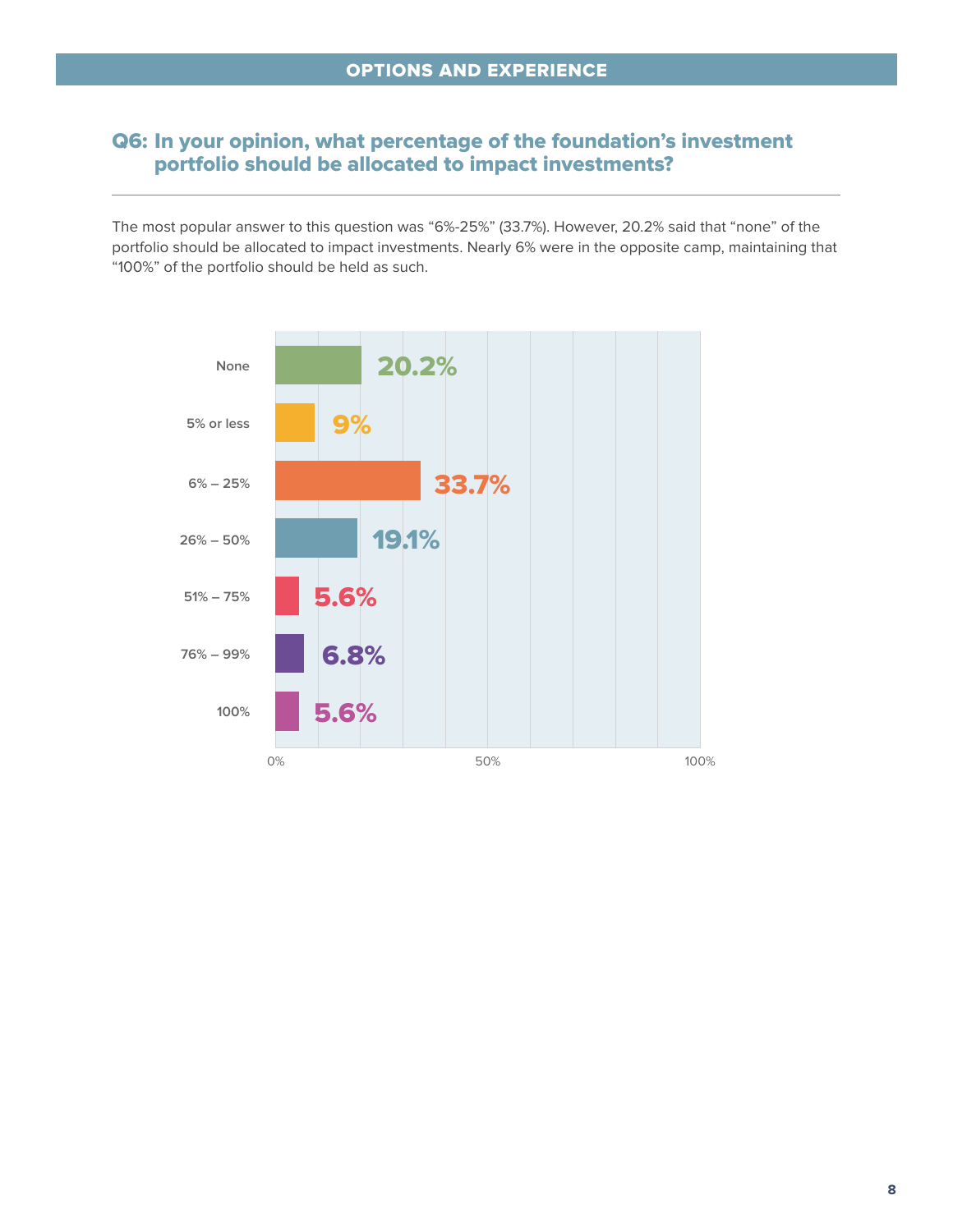## OPTIONS AND EXPERIENCE

### Q6: In your opinion, what percentage of the foundation's investment portfolio should be allocated to impact investments?

The most popular answer to this question was "6%-25%" (33.7%). However, 20.2% said that "none" of the portfolio should be allocated to impact investments. Nearly 6% were in the opposite camp, maintaining that "100%" of the portfolio should be held as such.

| Response | Percentage |
|---|---|
| None | 20.2% |
| 5% or less | 9% |
| 6% – 25% | 33.7% |
| 26% – 50% | 19.1% |
| 51% – 75% | 5.6% |
| 76% – 99% | 6.8% |
| 100% | 5.6% |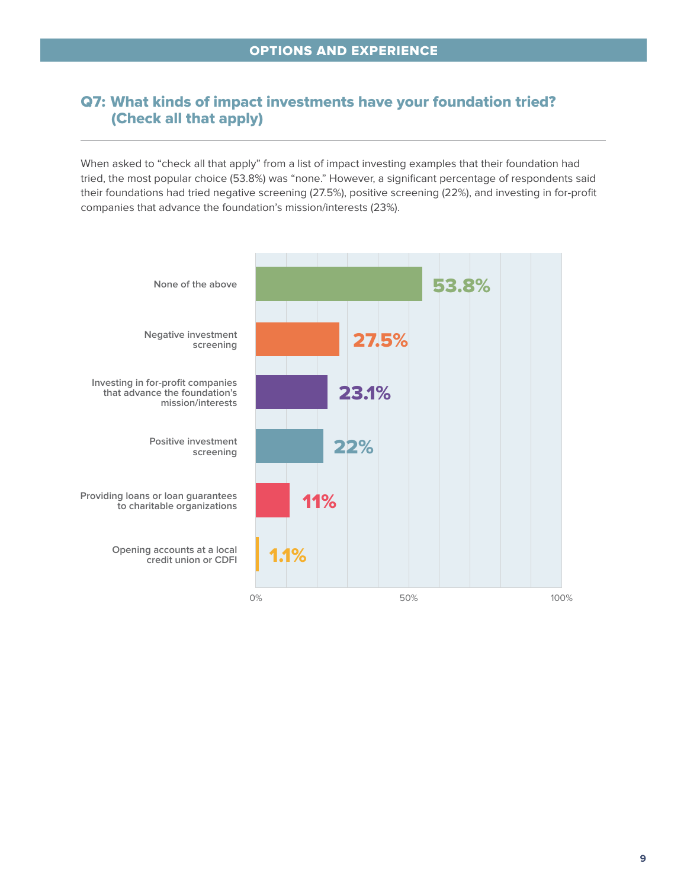## OPTIONS AND EXPERIENCE

### Q7: What kinds of impact investments have your foundation tried? (Check all that apply)

When asked to "check all that apply" from a list of impact investing examples that their foundation had tried, the most popular choice (53.8%) was "none." However, a significant percentage of respondents said their foundations had tried negative screening (27.5%), positive screening (22%), and investing in for-profit companies that advance the foundation's mission/interests (23%).

| Response | Percentage |
|---|---|
| None of the above | 53.8% |
| Negative investment screening | 27.5% |
| Investing in for-profit companies that advance the foundation's mission/interests | 23.1% |
| Positive investment screening | 22% |
| Providing loans or loan guarantees to charitable organizations | 11% |
| Opening accounts at a local credit union or CDFI | 1.1% |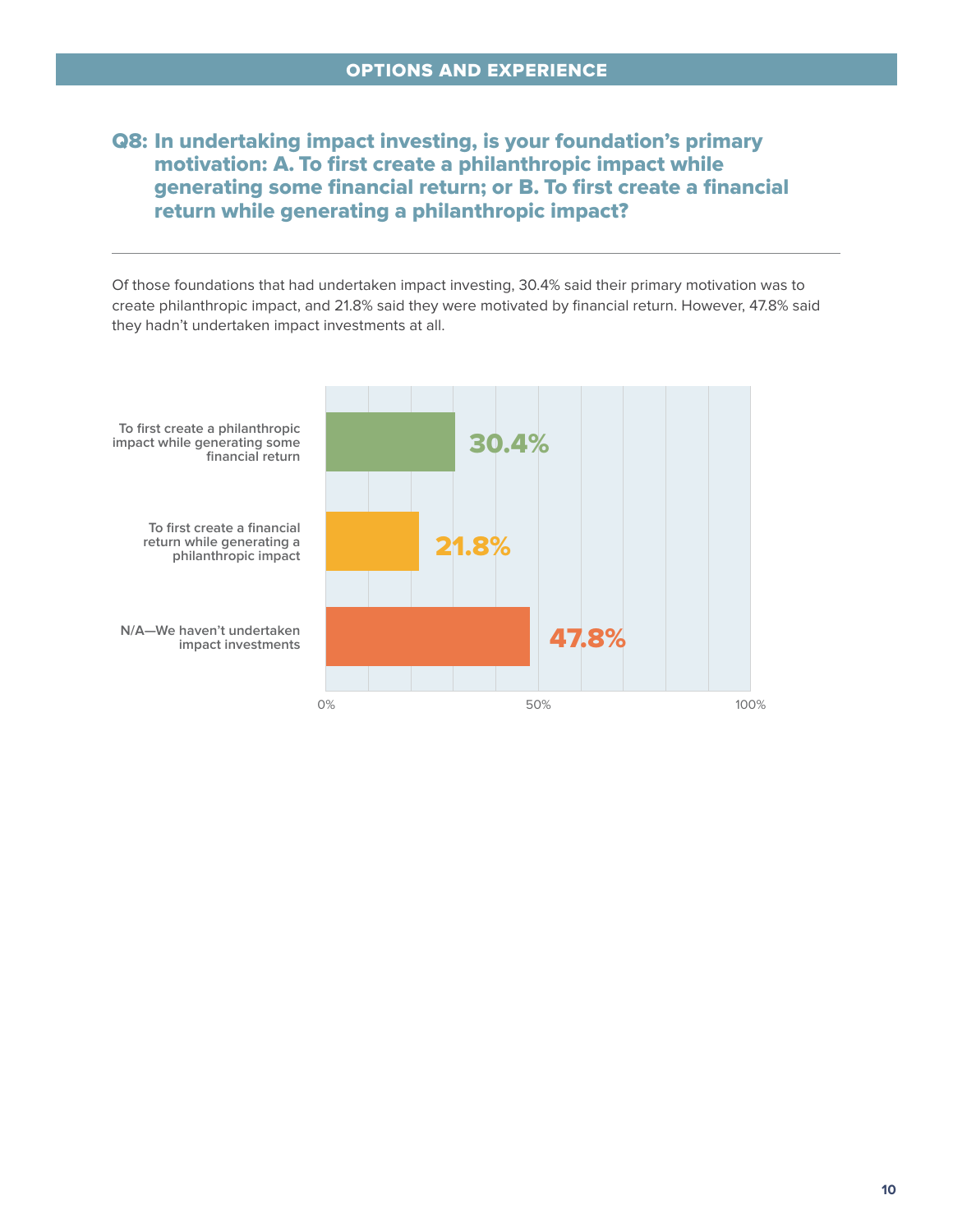## OPTIONS AND EXPERIENCE

### Q8: In undertaking impact investing, is your foundation's primary motivation: A. To first create a philanthropic impact while generating some financial return; or B. To first create a financial return while generating a philanthropic impact?

Of those foundations that had undertaken impact investing, 30.4% said their primary motivation was to create philanthropic impact, and 21.8% said they were motivated by financial return. However, 47.8% said they hadn't undertaken impact investments at all.

| Response | Percentage |
|---|---|
| To first create a philanthropic impact while generating some financial return | 30.4% |
| To first create a financial return while generating a philanthropic impact | 21.8% |
| N/A—We haven't undertaken impact investments | 47.8% |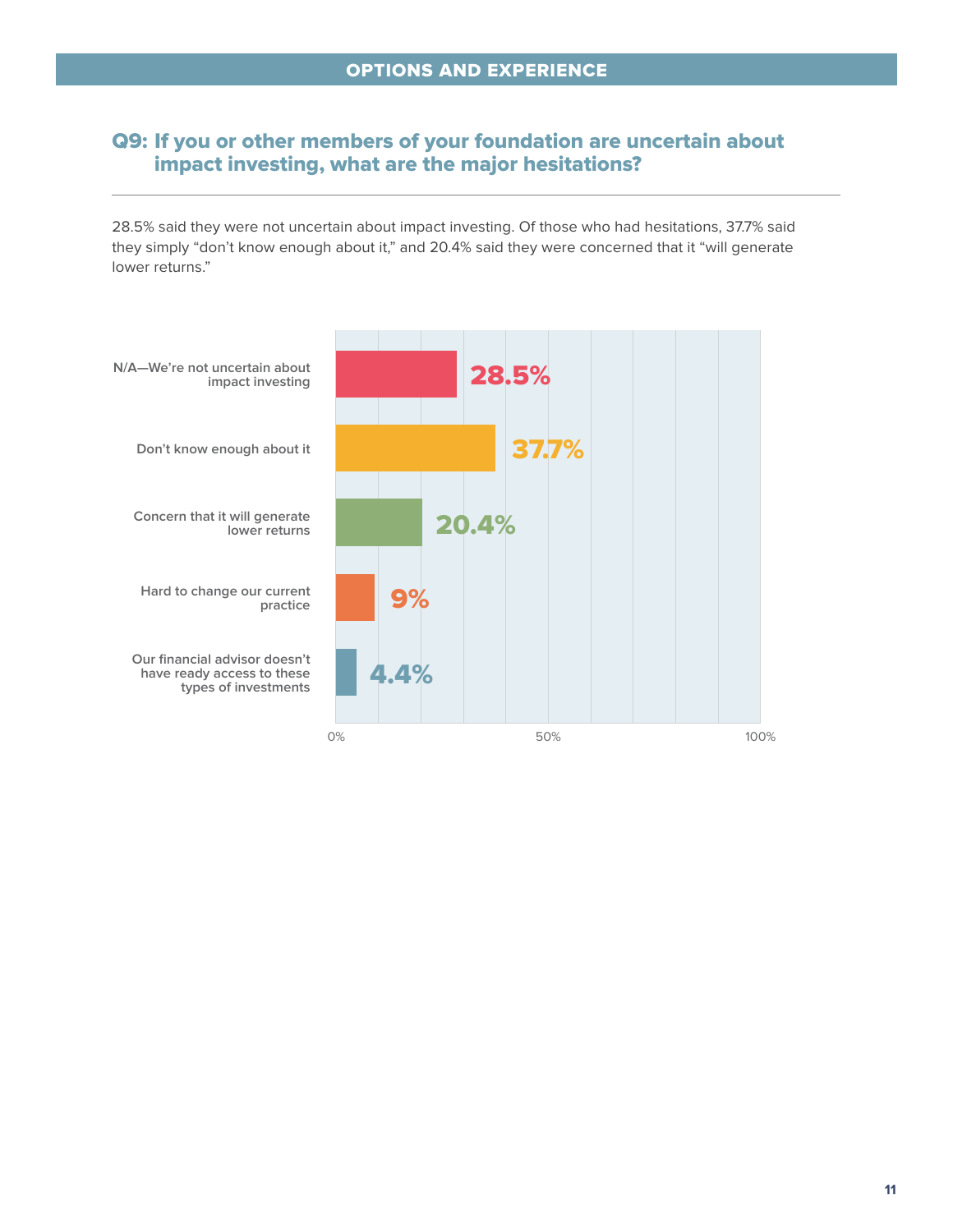## OPTIONS AND EXPERIENCE

### Q9: If you or other members of your foundation are uncertain about impact investing, what are the major hesitations?

28.5% said they were not uncertain about impact investing. Of those who had hesitations, 37.7% said they simply "don't know enough about it," and 20.4% said they were concerned that it "will generate lower returns."

| Response | Percentage |
| --- | --- |
| N/A—We're not uncertain about impact investing | 28.5% |
| Don't know enough about it | 37.7% |
| Concern that it will generate lower returns | 20.4% |
| Hard to change our current practice | 9% |
| Our financial advisor doesn't have ready access to these types of investments | 4.4% |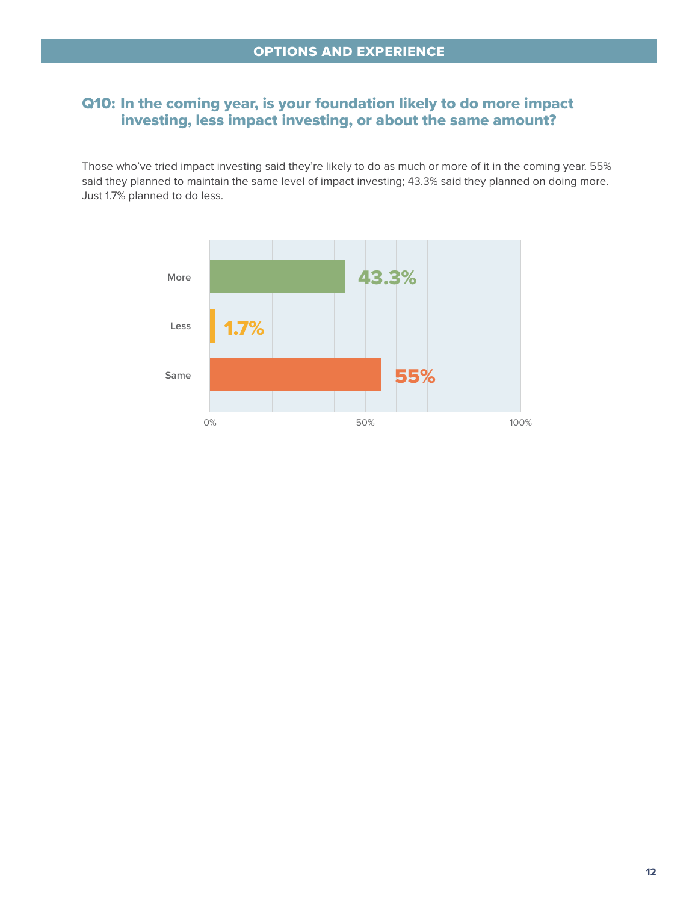## OPTIONS AND EXPERIENCE

### Q10: In the coming year, is your foundation likely to do more impact investing, less impact investing, or about the same amount?

Those who've tried impact investing said they're likely to do as much or more of it in the coming year. 55% said they planned to maintain the same level of impact investing; 43.3% said they planned on doing more. Just 1.7% planned to do less.

| Response | Percentage |
|---|---|
| More | 43.3% |
| Less | 1.7% |
| Same | 55% |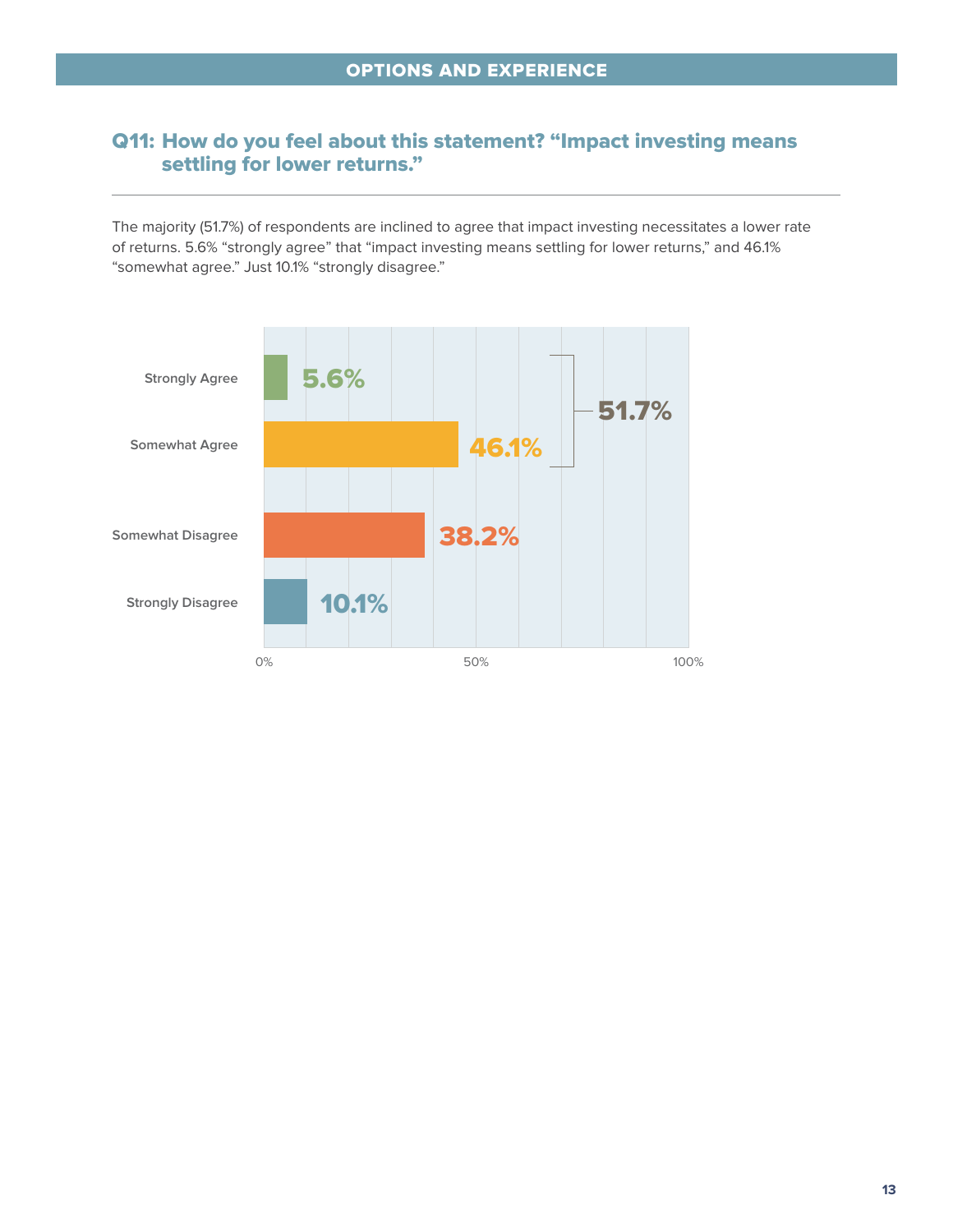## OPTIONS AND EXPERIENCE

### Q11: How do you feel about this statement? "Impact investing means settling for lower returns."

The majority (51.7%) of respondents are inclined to agree that impact investing necessitates a lower rate of returns. 5.6% "strongly agree" that "impact investing means settling for lower returns," and 46.1% "somewhat agree." Just 10.1% "strongly disagree."

| Response | Percentage |
| --- | --- |
| Strongly Agree | 5.6% |
| Somewhat Agree | 46.1% |
| Somewhat Disagree | 38.2% |
| Strongly Disagree | 10.1% |

Strongly Agree + Somewhat Agree: 51.7%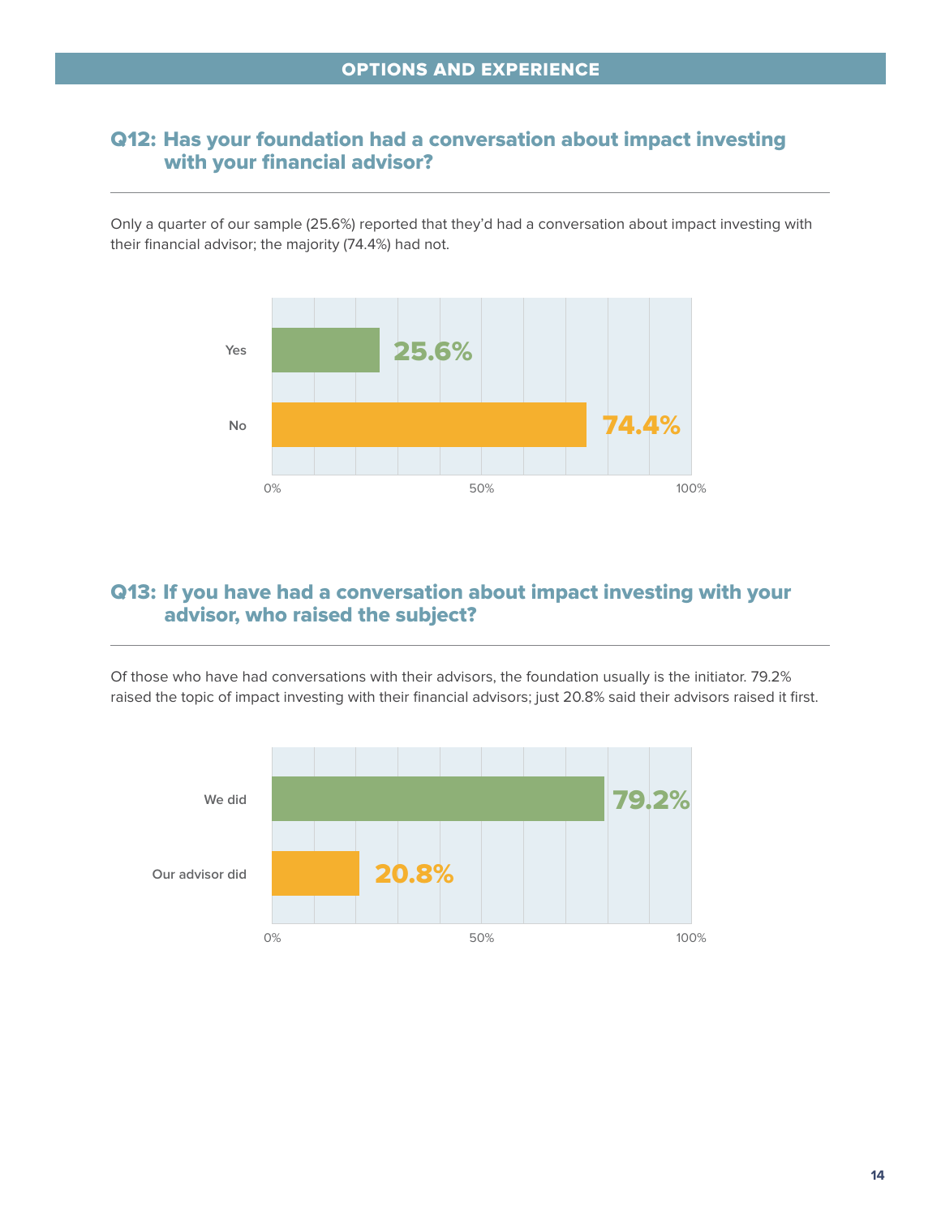## OPTIONS AND EXPERIENCE

### Q12: Has your foundation had a conversation about impact investing with your financial advisor?

Only a quarter of our sample (25.6%) reported that they'd had a conversation about impact investing with their financial advisor; the majority (74.4%) had not.

| Response | Percentage |
| --- | --- |
| Yes | 25.6% |
| No | 74.4% |

### Q13: If you have had a conversation about impact investing with your advisor, who raised the subject?

Of those who have had conversations with their advisors, the foundation usually is the initiator. 79.2% raised the topic of impact investing with their financial advisors; just 20.8% said their advisors raised it first.

| Response | Percentage |
| --- | --- |
| We did | 79.2% |
| Our advisor did | 20.8% |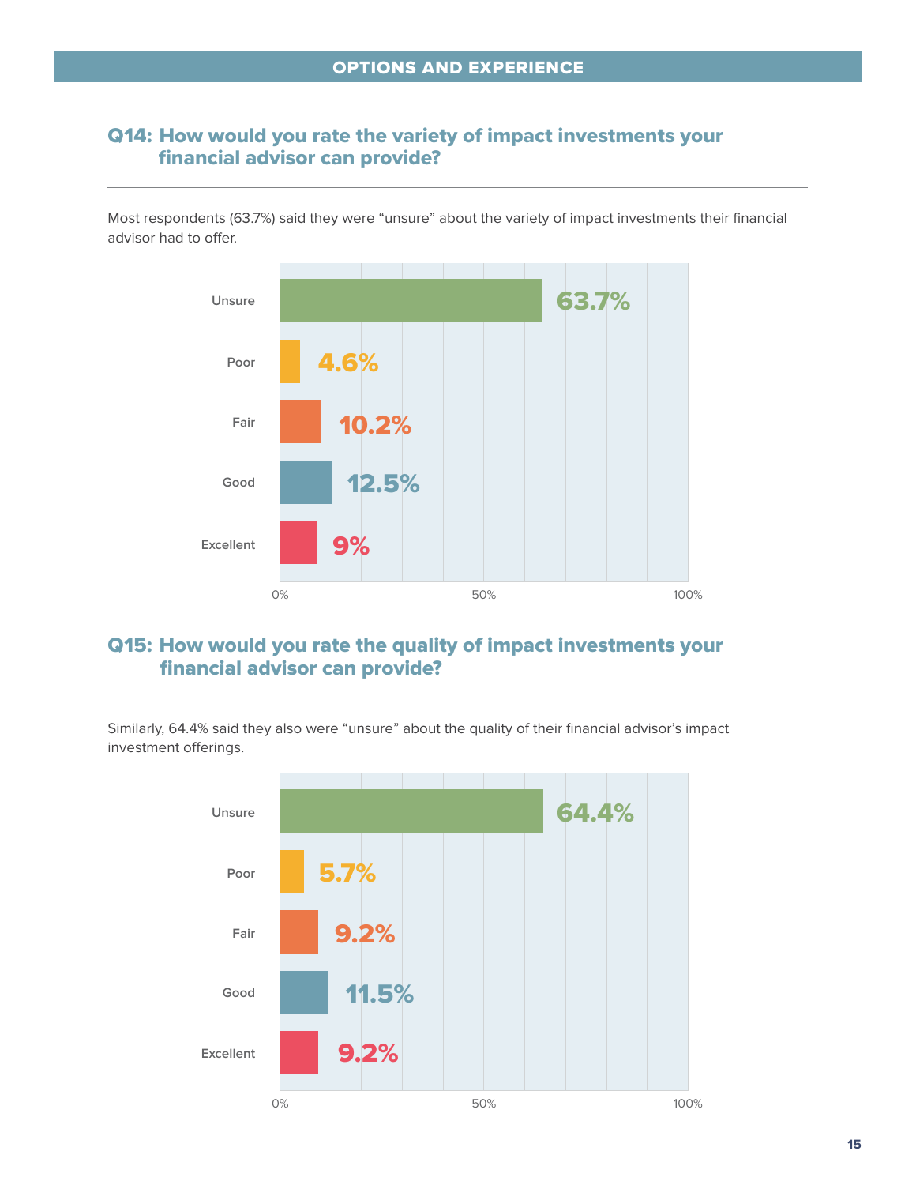## OPTIONS AND EXPERIENCE

### Q14: How would you rate the variety of impact investments your financial advisor can provide?

Most respondents (63.7%) said they were "unsure" about the variety of impact investments their financial advisor had to offer.

| Response | Percentage |
| --- | --- |
| Unsure | 63.7% |
| Poor | 4.6% |
| Fair | 10.2% |
| Good | 12.5% |
| Excellent | 9% |

### Q15: How would you rate the quality of impact investments your financial advisor can provide?

Similarly, 64.4% said they also were "unsure" about the quality of their financial advisor's impact investment offerings.

| Response | Percentage |
| --- | --- |
| Unsure | 64.4% |
| Poor | 5.7% |
| Fair | 9.2% |
| Good | 11.5% |
| Excellent | 9.2% |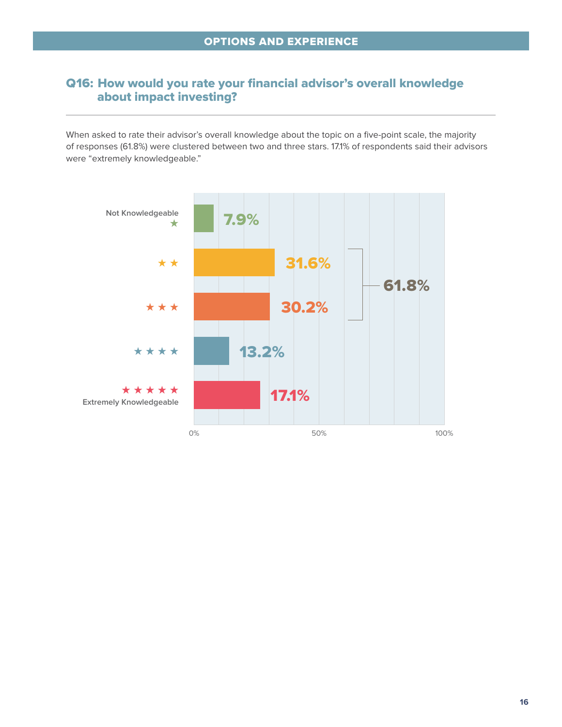OPTIONS AND EXPERIENCE

## Q16: How would you rate your financial advisor's overall knowledge about impact investing?

When asked to rate their advisor's overall knowledge about the topic on a five-point scale, the majority of responses (61.8%) were clustered between two and three stars. 17.1% of respondents said their advisors were "extremely knowledgeable."

| Rating | Percentage |
| --- | --- |
| Not Knowledgeable ★ | 7.9% |
| ★ ★ | 31.6% |
| ★ ★ ★ | 30.2% |
| ★ ★ ★ ★ | 13.2% |
| ★ ★ ★ ★ ★ Extremely Knowledgeable | 17.1% |

Two and three stars combined: 61.8%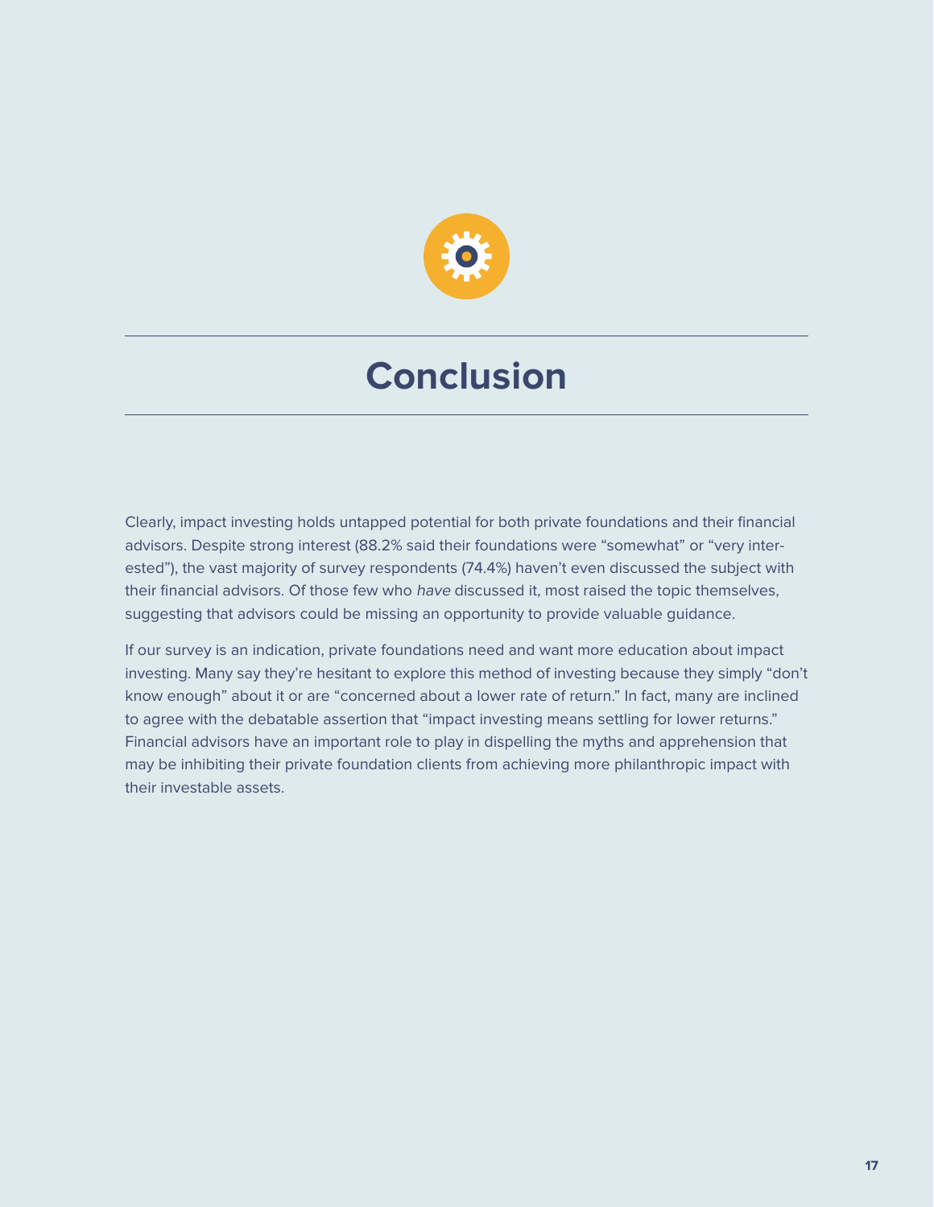# Conclusion

Clearly, impact investing holds untapped potential for both private foundations and their financial advisors. Despite strong interest (88.2% said their foundations were "somewhat" or "very interested"), the vast majority of survey respondents (74.4%) haven't even discussed the subject with their financial advisors. Of those few who *have* discussed it, most raised the topic themselves, suggesting that advisors could be missing an opportunity to provide valuable guidance.

If our survey is an indication, private foundations need and want more education about impact investing. Many say they're hesitant to explore this method of investing because they simply "don't know enough" about it or are "concerned about a lower rate of return." In fact, many are inclined to agree with the debatable assertion that "impact investing means settling for lower returns." Financial advisors have an important role to play in dispelling the myths and apprehension that may be inhibiting their private foundation clients from achieving more philanthropic impact with their investable assets.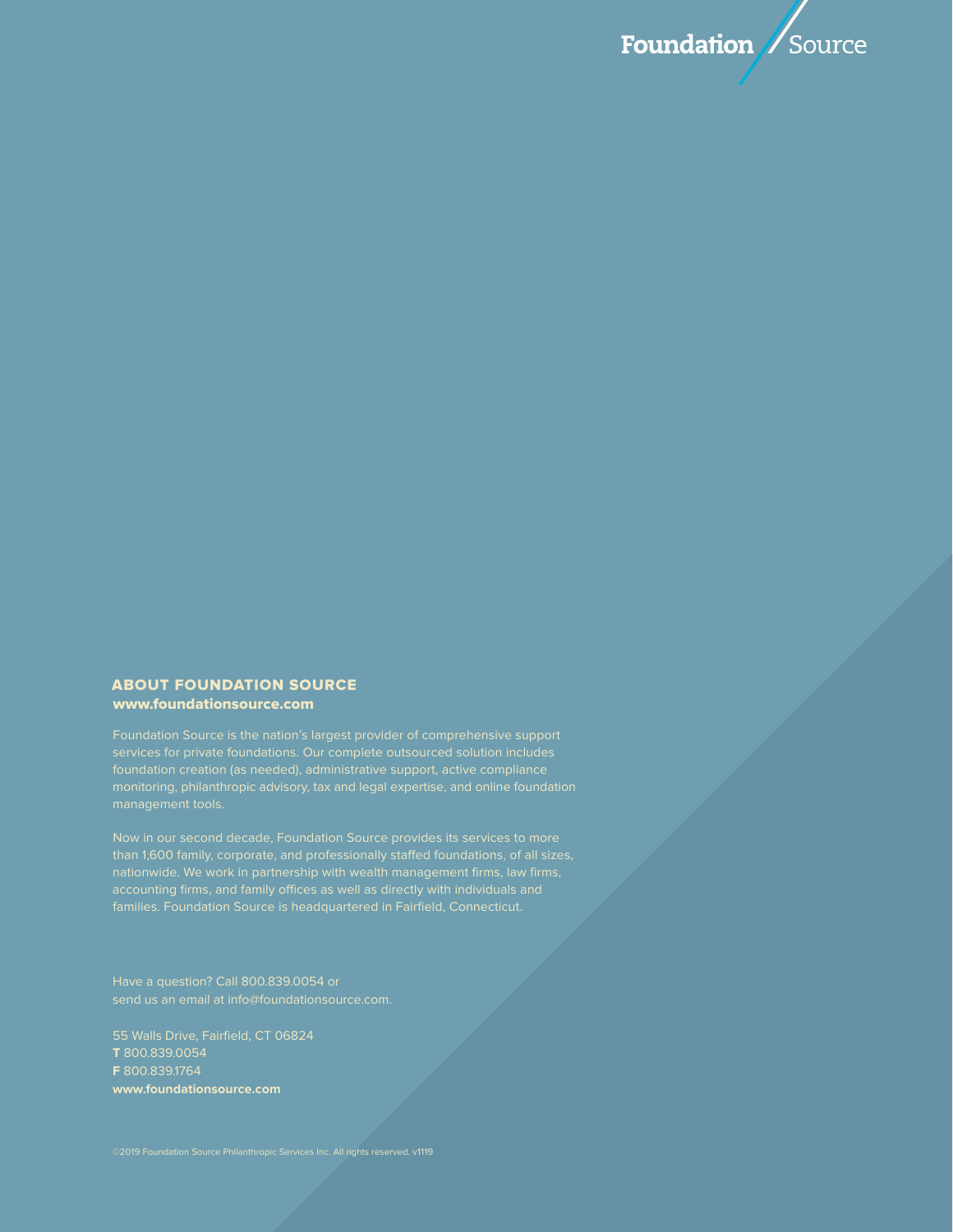Foundation Source

## ABOUT FOUNDATION SOURCE

**www.foundationsource.com**

Foundation Source is the nation's largest provider of comprehensive support services for private foundations. Our complete outsourced solution includes foundation creation (as needed), administrative support, active compliance monitoring, philanthropic advisory, tax and legal expertise, and online foundation management tools.

Now in our second decade, Foundation Source provides its services to more than 1,600 family, corporate, and professionally staffed foundations, of all sizes, nationwide. We work in partnership with wealth management firms, law firms, accounting firms, and family offices as well as directly with individuals and families. Foundation Source is headquartered in Fairfield, Connecticut.

Have a question? Call 800.839.0054 or send us an email at info@foundationsource.com.

55 Walls Drive, Fairfield, CT 06824
**T** 800.839.0054
**F** 800.839.1764
**www.foundationsource.com**

©2019 Foundation Source Philanthropic Services Inc. All rights reserved. v1119